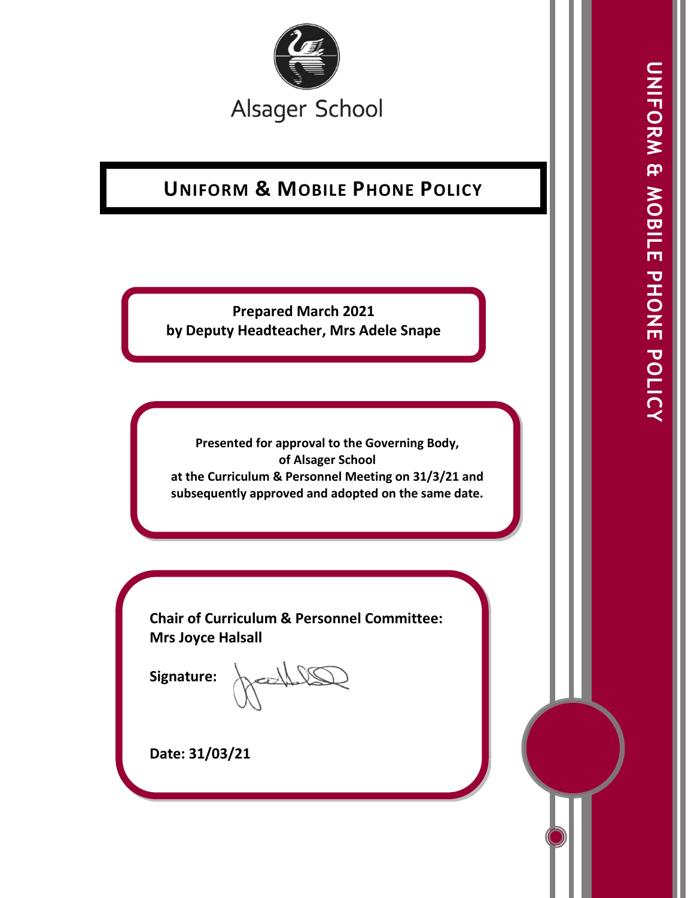Alsager School

# UNIFORM & MOBILE PHONE POLICY

**Prepared March 2021**
**by Deputy Headteacher, Mrs Adele Snape**

**Presented for approval to the Governing Body, of Alsager School at the Curriculum & Personnel Meeting on 31/3/21 and subsequently approved and adopted on the same date.**

**Chair of Curriculum & Personnel Committee: Mrs Joyce Halsall**

**Signature:**

**Date: 31/03/21**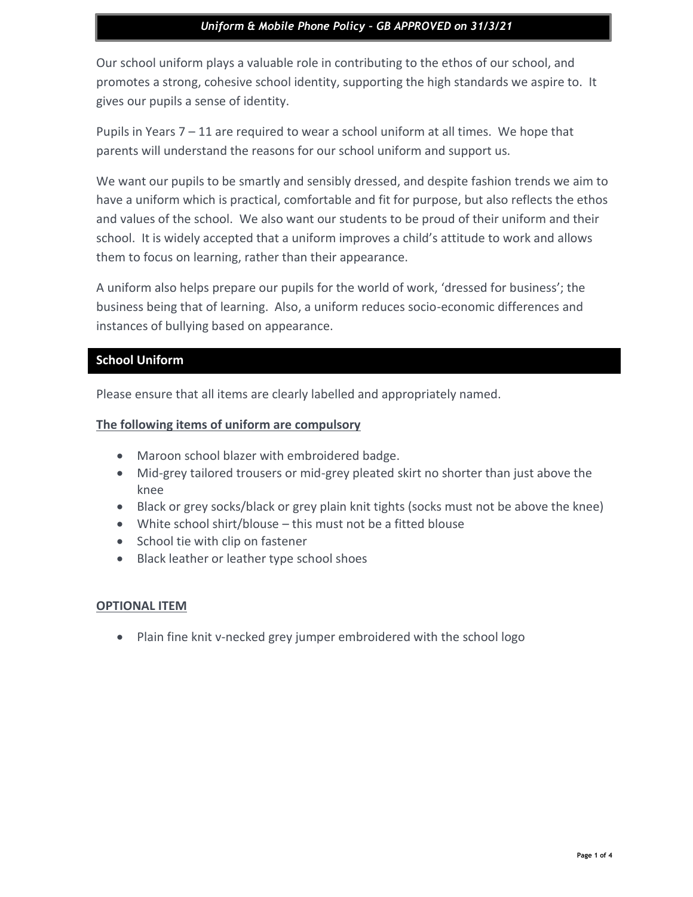*Uniform & Mobile Phone Policy – GB APPROVED on 31/3/21*

Our school uniform plays a valuable role in contributing to the ethos of our school, and promotes a strong, cohesive school identity, supporting the high standards we aspire to. It gives our pupils a sense of identity.

Pupils in Years 7 – 11 are required to wear a school uniform at all times. We hope that parents will understand the reasons for our school uniform and support us.

We want our pupils to be smartly and sensibly dressed, and despite fashion trends we aim to have a uniform which is practical, comfortable and fit for purpose, but also reflects the ethos and values of the school. We also want our students to be proud of their uniform and their school. It is widely accepted that a uniform improves a child's attitude to work and allows them to focus on learning, rather than their appearance.

A uniform also helps prepare our pupils for the world of work, 'dressed for business'; the business being that of learning. Also, a uniform reduces socio-economic differences and instances of bullying based on appearance.

## School Uniform

Please ensure that all items are clearly labelled and appropriately named.

**The following items of uniform are compulsory**

- Maroon school blazer with embroidered badge.
- Mid-grey tailored trousers or mid-grey pleated skirt no shorter than just above the knee
- Black or grey socks/black or grey plain knit tights (socks must not be above the knee)
- White school shirt/blouse – this must not be a fitted blouse
- School tie with clip on fastener
- Black leather or leather type school shoes

**OPTIONAL ITEM**

- Plain fine knit v-necked grey jumper embroidered with the school logo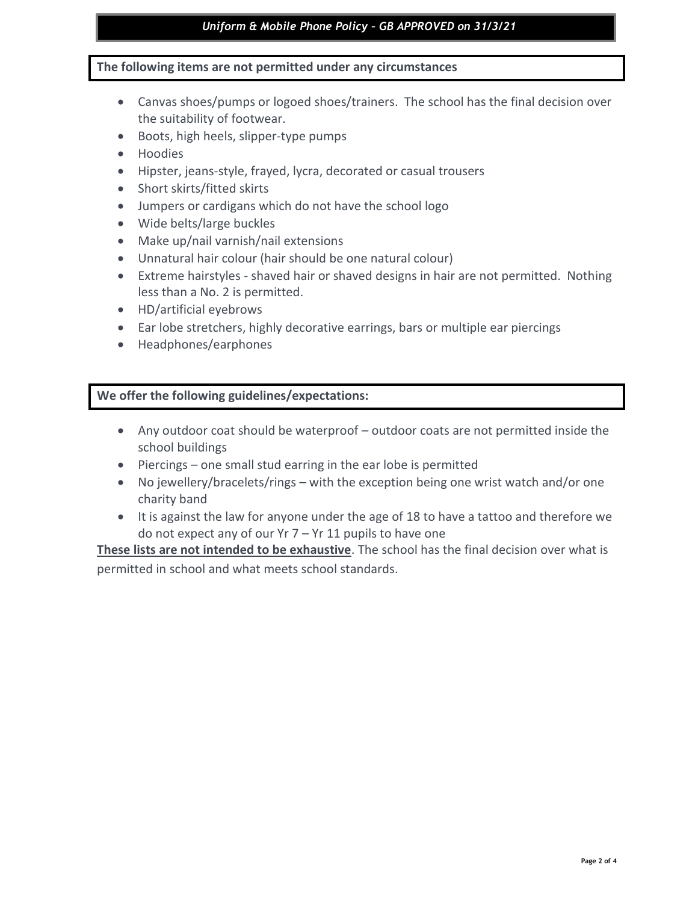**The following items are not permitted under any circumstances**

- Canvas shoes/pumps or logoed shoes/trainers. The school has the final decision over the suitability of footwear.
- Boots, high heels, slipper-type pumps
- Hoodies
- Hipster, jeans-style, frayed, lycra, decorated or casual trousers
- Short skirts/fitted skirts
- Jumpers or cardigans which do not have the school logo
- Wide belts/large buckles
- Make up/nail varnish/nail extensions
- Unnatural hair colour (hair should be one natural colour)
- Extreme hairstyles - shaved hair or shaved designs in hair are not permitted. Nothing less than a No. 2 is permitted.
- HD/artificial eyebrows
- Ear lobe stretchers, highly decorative earrings, bars or multiple ear piercings
- Headphones/earphones

**We offer the following guidelines/expectations:**

- Any outdoor coat should be waterproof – outdoor coats are not permitted inside the school buildings
- Piercings – one small stud earring in the ear lobe is permitted
- No jewellery/bracelets/rings – with the exception being one wrist watch and/or one charity band
- It is against the law for anyone under the age of 18 to have a tattoo and therefore we do not expect any of our Yr 7 – Yr 11 pupils to have one

**These lists are not intended to be exhaustive**. The school has the final decision over what is permitted in school and what meets school standards.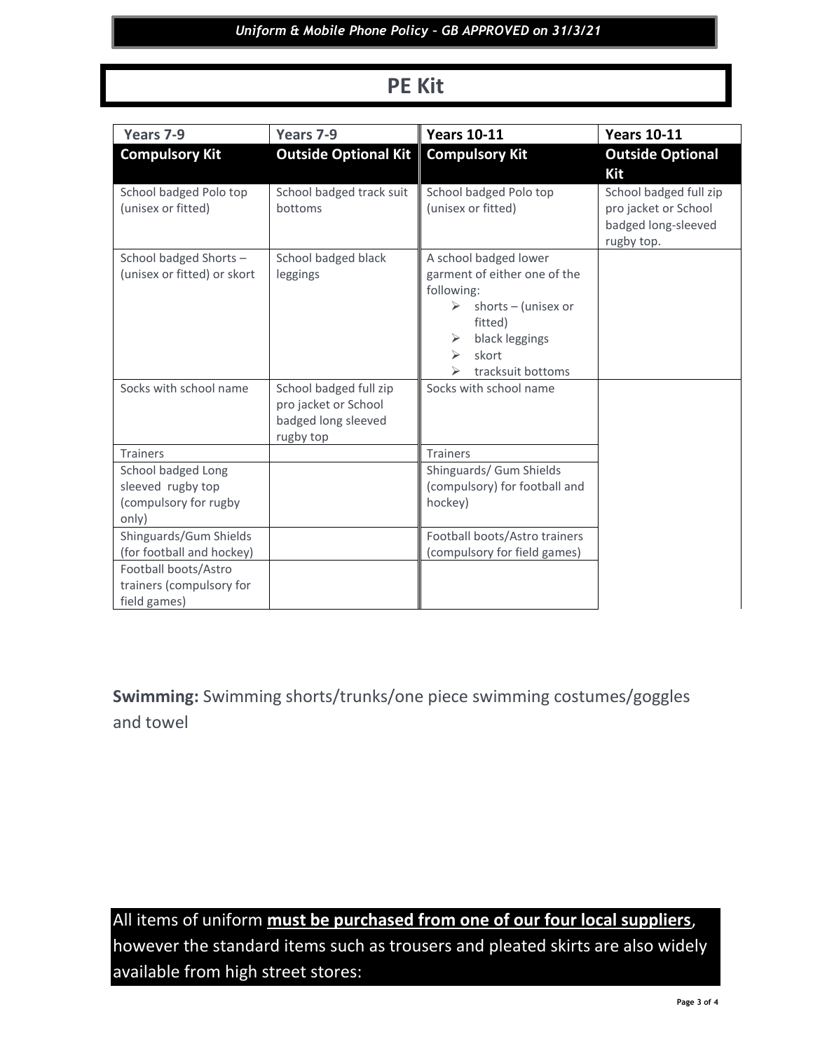# PE Kit

| Years 7-9<br>**Compulsory Kit** | Years 7-9<br>**Outside Optional Kit** | Years 10-11<br>**Compulsory Kit** | Years 10-11<br>**Outside Optional Kit** |
|---|---|---|---|
| School badged Polo top (unisex or fitted) | School badged track suit bottoms | School badged Polo top (unisex or fitted) | School badged full zip pro jacket or School badged long-sleeved rugby top. |
| School badged Shorts – (unisex or fitted) or skort | School badged black leggings | A school badged lower garment of either one of the following:<br>➢ shorts – (unisex or fitted)<br>➢ black leggings<br>➢ skort<br>➢ tracksuit bottoms | |
| Socks with school name | School badged full zip pro jacket or School badged long sleeved rugby top | Socks with school name | |
| Trainers | | Trainers | |
| School badged Long sleeved rugby top (compulsory for rugby only) | | Shinguards/ Gum Shields (compulsory) for football and hockey) | |
| Shinguards/Gum Shields (for football and hockey) | | Football boots/Astro trainers (compulsory for field games) | |
| Football boots/Astro trainers (compulsory for field games) | | | |

**Swimming:** Swimming shorts/trunks/one piece swimming costumes/goggles and towel

All items of uniform **<u>must be purchased from one of our four local suppliers</u>**, however the standard items such as trousers and pleated skirts are also widely available from high street stores: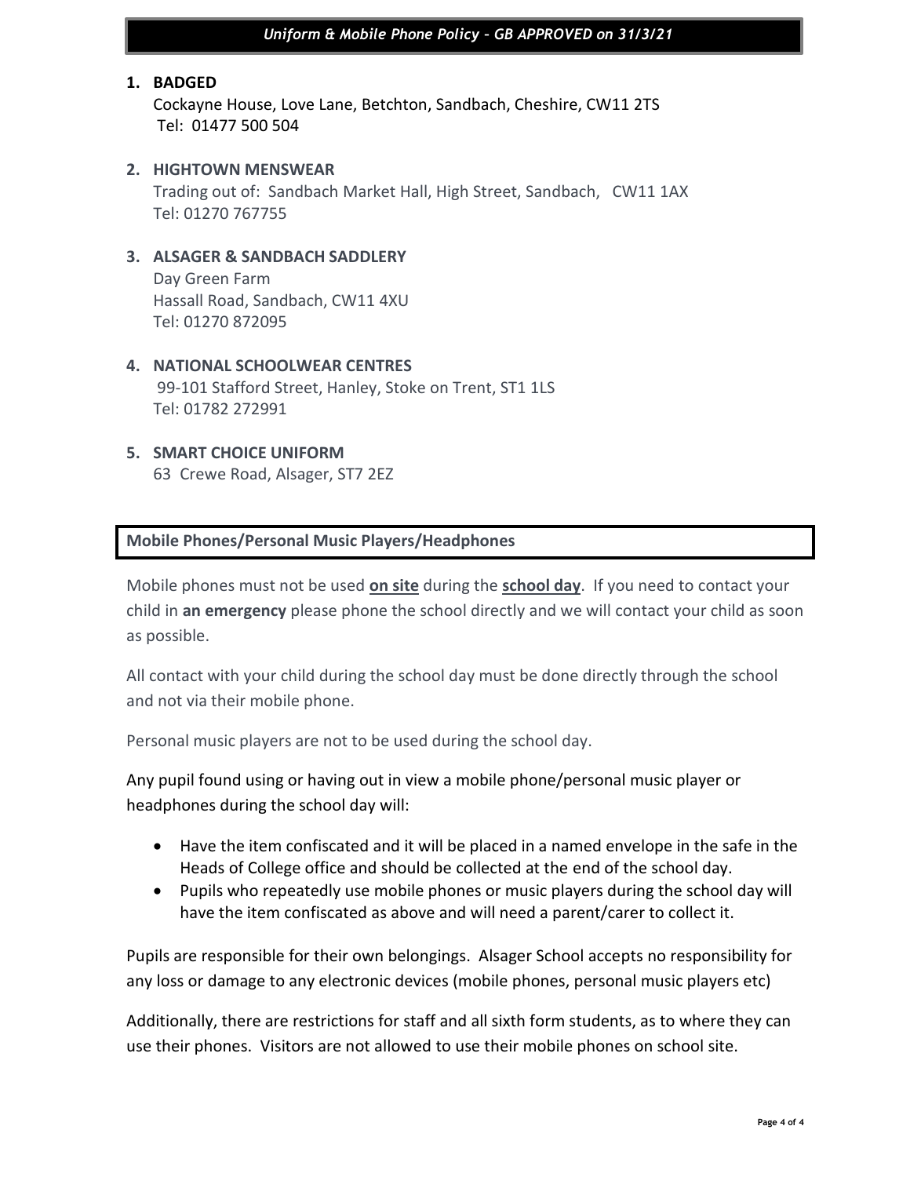1. **BADGED**
   Cockayne House, Love Lane, Betchton, Sandbach, Cheshire, CW11 2TS
   Tel: 01477 500 504

2. **HIGHTOWN MENSWEAR**
   Trading out of: Sandbach Market Hall, High Street, Sandbach, CW11 1AX
   Tel: 01270 767755

3. **ALSAGER & SANDBACH SADDLERY**
   Day Green Farm
   Hassall Road, Sandbach, CW11 4XU
   Tel: 01270 872095

4. **NATIONAL SCHOOLWEAR CENTRES**
   99-101 Stafford Street, Hanley, Stoke on Trent, ST1 1LS
   Tel: 01782 272991

5. **SMART CHOICE UNIFORM**
   63 Crewe Road, Alsager, ST7 2EZ

## Mobile Phones/Personal Music Players/Headphones

Mobile phones must not be used **on site** during the **school day**. If you need to contact your child in **an emergency** please phone the school directly and we will contact your child as soon as possible.

All contact with your child during the school day must be done directly through the school and not via their mobile phone.

Personal music players are not to be used during the school day.

Any pupil found using or having out in view a mobile phone/personal music player or headphones during the school day will:

- Have the item confiscated and it will be placed in a named envelope in the safe in the Heads of College office and should be collected at the end of the school day.
- Pupils who repeatedly use mobile phones or music players during the school day will have the item confiscated as above and will need a parent/carer to collect it.

Pupils are responsible for their own belongings. Alsager School accepts no responsibility for any loss or damage to any electronic devices (mobile phones, personal music players etc)

Additionally, there are restrictions for staff and all sixth form students, as to where they can use their phones. Visitors are not allowed to use their mobile phones on school site.